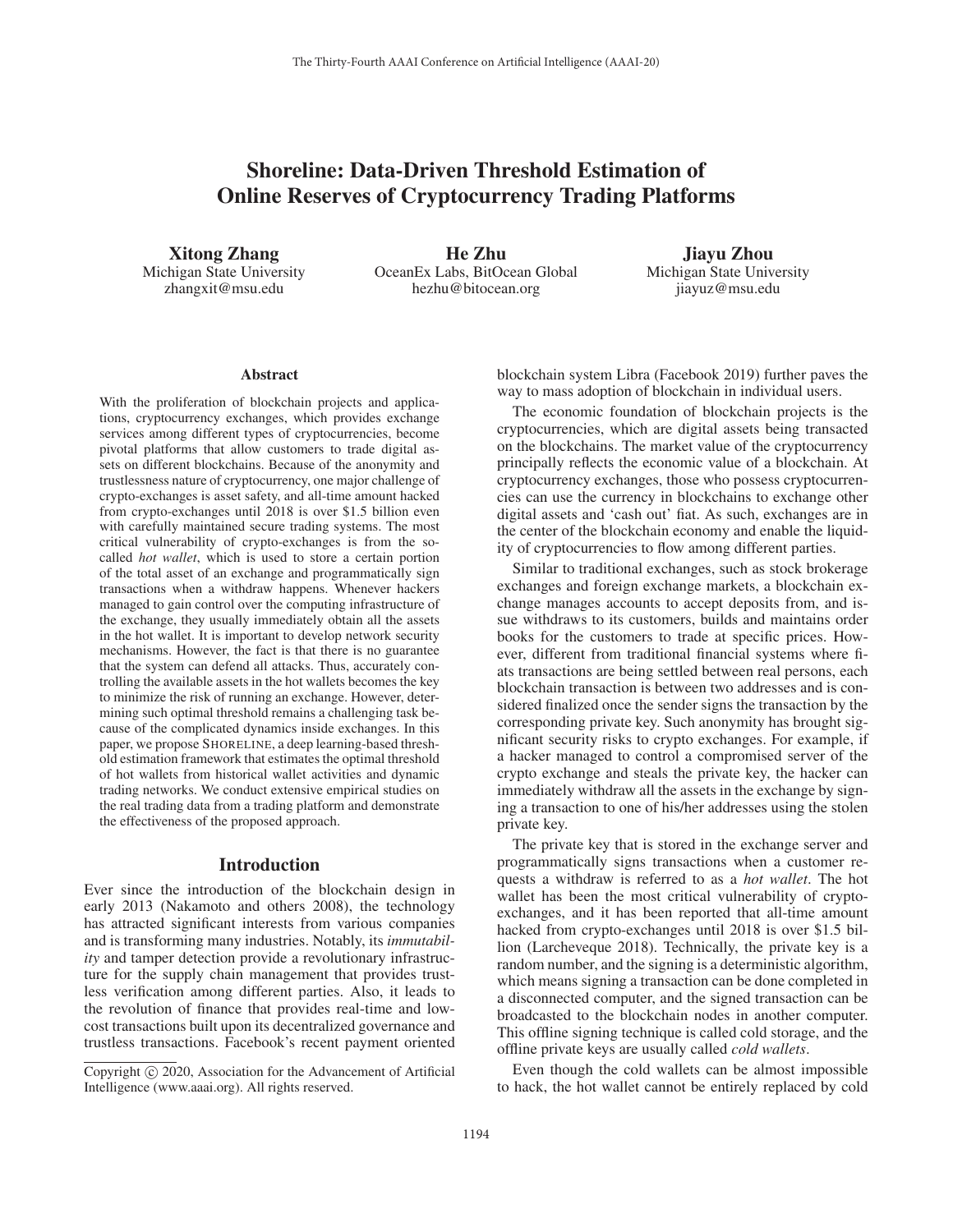# Shoreline: Data-Driven Threshold Estimation of Online Reserves of Cryptocurrency Trading Platforms

**Xitong Zhang**
Michigan State University
zhangxit@msu.edu

**He Zhu**
OceanEx Labs, BitOcean Global
hezhu@bitocean.org

**Jiayu Zhou**
Michigan State University
jiayuz@msu.edu

## Abstract

With the proliferation of blockchain projects and applications, cryptocurrency exchanges, which provides exchange services among different types of cryptocurrencies, become pivotal platforms that allow customers to trade digital assets on different blockchains. Because of the anonymity and trustlessness nature of cryptocurrency, one major challenge of crypto-exchanges is asset safety, and all-time amount hacked from crypto-exchanges until 2018 is over \$1.5 billion even with carefully maintained secure trading systems. The most critical vulnerability of crypto-exchanges is from the so-called *hot wallet*, which is used to store a certain portion of the total asset of an exchange and programmatically sign transactions when a withdraw happens. Whenever hackers managed to gain control over the computing infrastructure of the exchange, they usually immediately obtain all the assets in the hot wallet. It is important to develop network security mechanisms. However, the fact is that there is no guarantee that the system can defend all attacks. Thus, accurately controlling the available assets in the hot wallets becomes the key to minimize the risk of running an exchange. However, determining such optimal threshold remains a challenging task because of the complicated dynamics inside exchanges. In this paper, we propose SHORELINE, a deep learning-based threshold estimation framework that estimates the optimal threshold of hot wallets from historical wallet activities and dynamic trading networks. We conduct extensive empirical studies on the real trading data from a trading platform and demonstrate the effectiveness of the proposed approach.

## Introduction

Ever since the introduction of the blockchain design in early 2013 (Nakamoto and others 2008), the technology has attracted significant interests from various companies and is transforming many industries. Notably, its *immutability* and tamper detection provide a revolutionary infrastructure for the supply chain management that provides trustless verification among different parties. Also, it leads to the revolution of finance that provides real-time and low-cost transactions built upon its decentralized governance and trustless transactions. Facebook's recent payment oriented blockchain system Libra (Facebook 2019) further paves the way to mass adoption of blockchain in individual users.

The economic foundation of blockchain projects is the cryptocurrencies, which are digital assets being transacted on the blockchains. The market value of the cryptocurrency principally reflects the economic value of a blockchain. At cryptocurrency exchanges, those who possess cryptocurrencies can use the currency in blockchains to exchange other digital assets and 'cash out' fiat. As such, exchanges are in the center of the blockchain economy and enable the liquidity of cryptocurrencies to flow among different parties.

Similar to traditional exchanges, such as stock brokerage exchanges and foreign exchange markets, a blockchain exchange manages accounts to accept deposits from, and issue withdraws to its customers, builds and maintains order books for the customers to trade at specific prices. However, different from traditional financial systems where fiats transactions are being settled between real persons, each blockchain transaction is between two addresses and is considered finalized once the sender signs the transaction by the corresponding private key. Such anonymity has brought significant security risks to crypto exchanges. For example, if a hacker managed to control a compromised server of the crypto exchange and steals the private key, the hacker can immediately withdraw all the assets in the exchange by signing a transaction to one of his/her addresses using the stolen private key.

The private key that is stored in the exchange server and programmatically signs transactions when a customer requests a withdraw is referred to as a *hot wallet*. The hot wallet has been the most critical vulnerability of crypto-exchanges, and it has been reported that all-time amount hacked from crypto-exchanges until 2018 is over \$1.5 billion (Larcheveque 2018). Technically, the private key is a random number, and the signing is a deterministic algorithm, which means signing a transaction can be done completed in a disconnected computer, and the signed transaction can be broadcasted to the blockchain nodes in another computer. This offline signing technique is called cold storage, and the offline private keys are usually called *cold wallets*.

Even though the cold wallets can be almost impossible to hack, the hot wallet cannot be entirely replaced by cold

Copyright © 2020, Association for the Advancement of Artificial Intelligence (www.aaai.org). All rights reserved.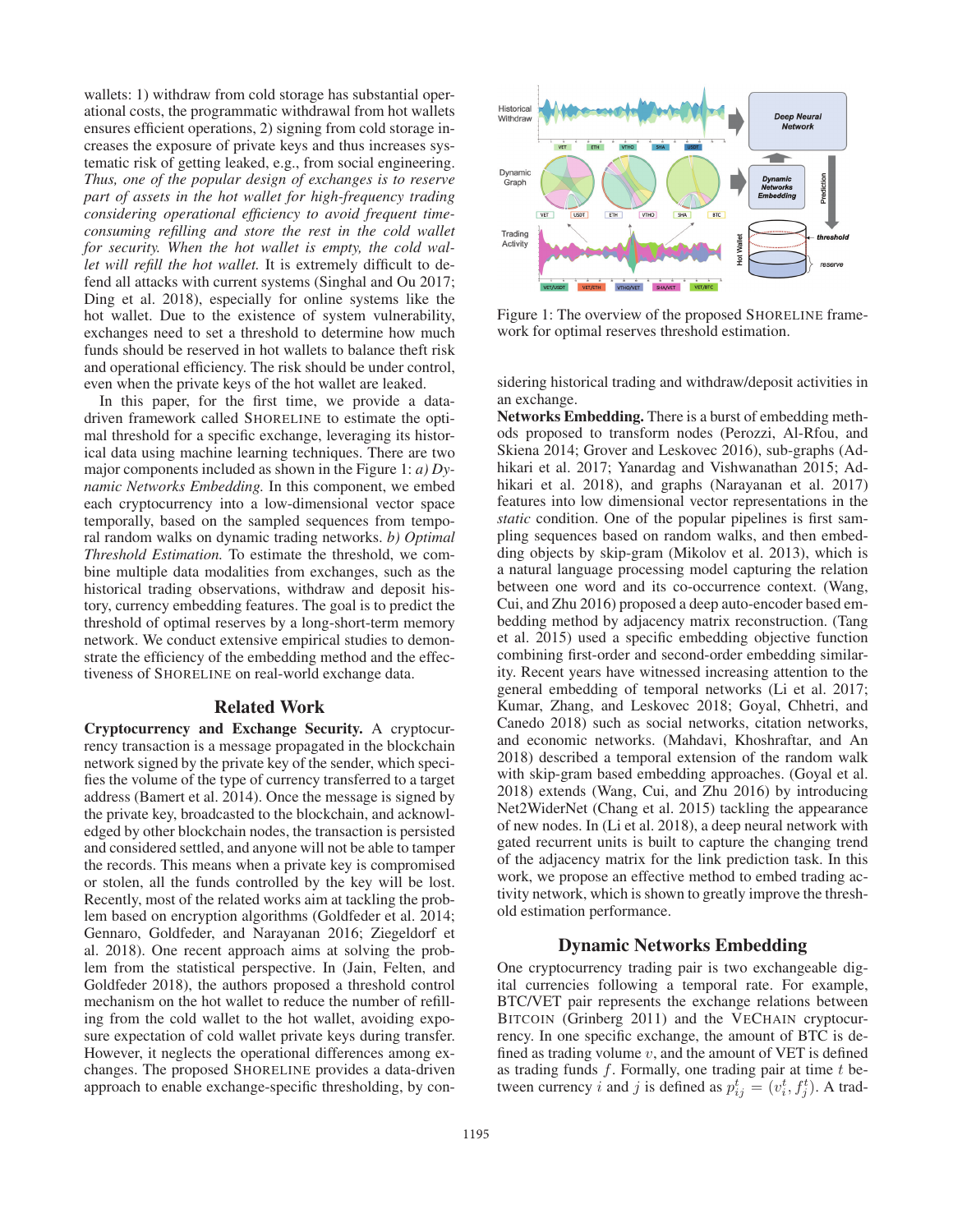wallets: 1) withdraw from cold storage has substantial operational costs, the programmatic withdrawal from hot wallets ensures efficient operations, 2) signing from cold storage increases the exposure of private keys and thus increases systematic risk of getting leaked, e.g., from social engineering. *Thus, one of the popular design of exchanges is to reserve part of assets in the hot wallet for high-frequency trading considering operational efficiency to avoid frequent time-consuming refilling and store the rest in the cold wallet for security. When the hot wallet is empty, the cold wallet will refill the hot wallet.* It is extremely difficult to defend all attacks with current systems (Singhal and Ou 2017; Ding et al. 2018), especially for online systems like the hot wallet. Due to the existence of system vulnerability, exchanges need to set a threshold to determine how much funds should be reserved in hot wallets to balance theft risk and operational efficiency. The risk should be under control, even when the private keys of the hot wallet are leaked.

In this paper, for the first time, we provide a data-driven framework called SHORELINE to estimate the optimal threshold for a specific exchange, leveraging its historical data using machine learning techniques. There are two major components included as shown in the Figure 1: *a) Dynamic Networks Embedding.* In this component, we embed each cryptocurrency into a low-dimensional vector space temporally, based on the sampled sequences from temporal random walks on dynamic trading networks. *b) Optimal Threshold Estimation.* To estimate the threshold, we combine multiple data modalities from exchanges, such as the historical trading observations, withdraw and deposit history, currency embedding features. The goal is to predict the threshold of optimal reserves by a long-short-term memory network. We conduct extensive empirical studies to demonstrate the efficiency of the embedding method and the effectiveness of SHORELINE on real-world exchange data.

Figure 1: The overview of the proposed SHORELINE framework for optimal reserves threshold estimation.

## Related Work

**Cryptocurrency and Exchange Security.** A cryptocurrency transaction is a message propagated in the blockchain network signed by the private key of the sender, which specifies the volume of the type of currency transferred to a target address (Bamert et al. 2014). Once the message is signed by the private key, broadcasted to the blockchain, and acknowledged by other blockchain nodes, the transaction is persisted and considered settled, and anyone will not be able to tamper the records. This means when a private key is compromised or stolen, all the funds controlled by the key will be lost. Recently, most of the related works aim at tackling the problem based on encryption algorithms (Goldfeder et al. 2014; Gennaro, Goldfeder, and Narayanan 2016; Ziegeldorf et al. 2018). One recent approach aims at solving the problem from the statistical perspective. In (Jain, Felten, and Goldfeder 2018), the authors proposed a threshold control mechanism on the hot wallet to reduce the number of refilling from the cold wallet to the hot wallet, avoiding exposure expectation of cold wallet private keys during transfer. However, it neglects the operational differences among exchanges. The proposed SHORELINE provides a data-driven approach to enable exchange-specific thresholding, by considering historical trading and withdraw/deposit activities in an exchange.

**Networks Embedding.** There is a burst of embedding methods proposed to transform nodes (Perozzi, Al-Rfou, and Skiena 2014; Grover and Leskovec 2016), sub-graphs (Adhikari et al. 2017; Yanardag and Vishwanathan 2015; Adhikari et al. 2018), and graphs (Narayanan et al. 2017) features into low dimensional vector representations in the *static* condition. One of the popular pipelines is first sampling sequences based on random walks, and then embedding objects by skip-gram (Mikolov et al. 2013), which is a natural language processing model capturing the relation between one word and its co-occurrence context. (Wang, Cui, and Zhu 2016) proposed a deep auto-encoder based embedding method by adjacency matrix reconstruction. (Tang et al. 2015) used a specific embedding objective function combining first-order and second-order embedding similarity. Recent years have witnessed increasing attention to the general embedding of temporal networks (Li et al. 2017; Kumar, Zhang, and Leskovec 2018; Goyal, Chhetri, and Canedo 2018) such as social networks, citation networks, and economic networks. (Mahdavi, Khoshraftar, and An 2018) described a temporal extension of the random walk with skip-gram based embedding approaches. (Goyal et al. 2018) extends (Wang, Cui, and Zhu 2016) by introducing Net2WiderNet (Chang et al. 2015) tackling the appearance of new nodes. In (Li et al. 2018), a deep neural network with gated recurrent units is built to capture the changing trend of the adjacency matrix for the link prediction task. In this work, we propose an effective method to embed trading activity network, which is shown to greatly improve the threshold estimation performance.

## Dynamic Networks Embedding

One cryptocurrency trading pair is two exchangeable digital currencies following a temporal rate. For example, BTC/VET pair represents the exchange relations between BITCOIN (Grinberg 2011) and the VECHAIN cryptocurrency. In one specific exchange, the amount of BTC is defined as trading volume $v$, and the amount of VET is defined as trading funds $f$. Formally, one trading pair at time $t$ between currency $i$ and $j$ is defined as $p_{ij}^t = (v_i^t, f_j^t)$. A trad-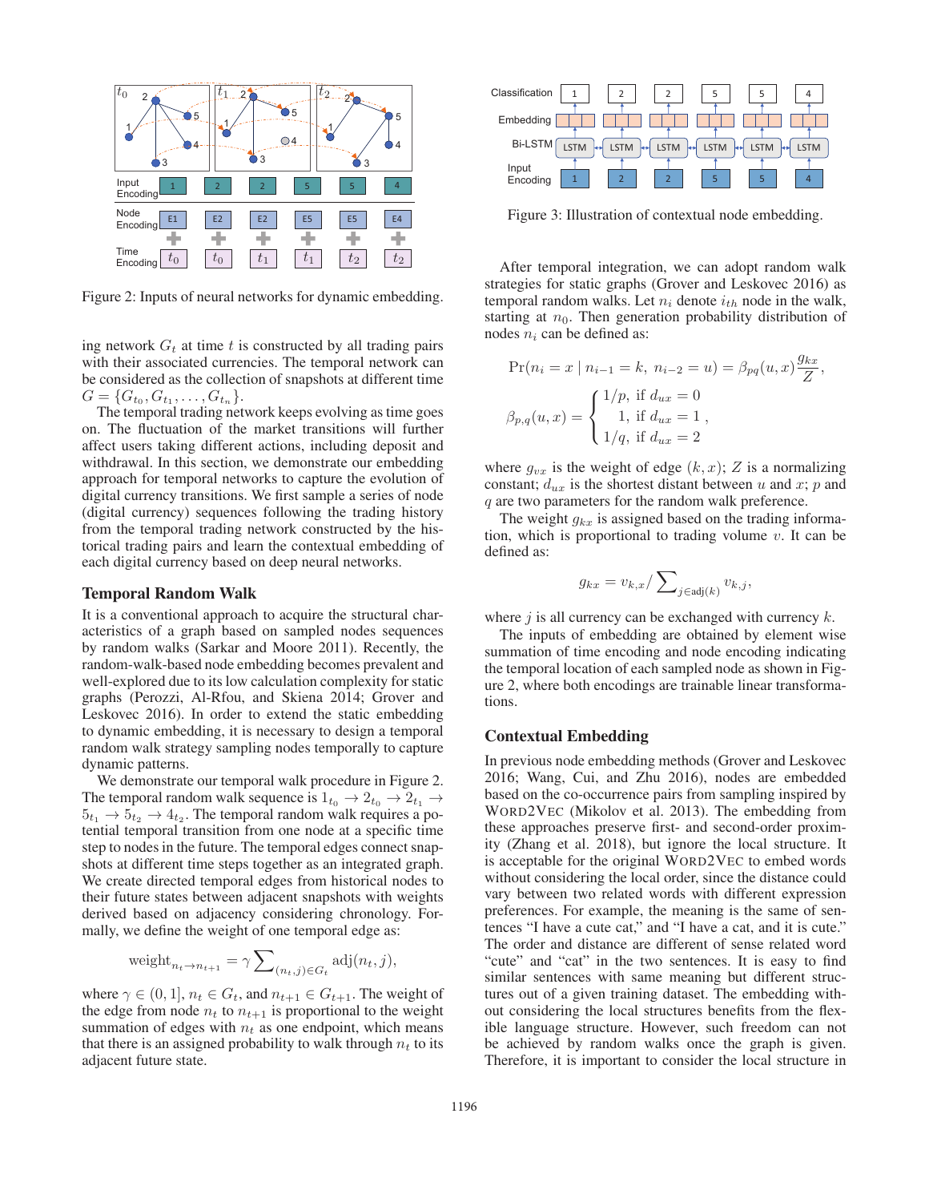Figure 2: Inputs of neural networks for dynamic embedding.

ing network $G_t$ at time $t$ is constructed by all trading pairs with their associated currencies. The temporal network can be considered as the collection of snapshots at different time $G = \{G_{t_0}, G_{t_1}, \ldots, G_{t_n}\}$.

The temporal trading network keeps evolving as time goes on. The fluctuation of the market transitions will further affect users taking different actions, including deposit and withdrawal. In this section, we demonstrate our embedding approach for temporal networks to capture the evolution of digital currency transitions. We first sample a series of node (digital currency) sequences following the trading history from the temporal trading network constructed by the historical trading pairs and learn the contextual embedding of each digital currency based on deep neural networks.

### Temporal Random Walk

It is a conventional approach to acquire the structural characteristics of a graph based on sampled nodes sequences by random walks (Sarkar and Moore 2011). Recently, the random-walk-based node embedding becomes prevalent and well-explored due to its low calculation complexity for static graphs (Perozzi, Al-Rfou, and Skiena 2014; Grover and Leskovec 2016). In order to extend the static embedding to dynamic embedding, it is necessary to design a temporal random walk strategy sampling nodes temporally to capture dynamic patterns.

We demonstrate our temporal walk procedure in Figure 2. The temporal random walk sequence is $1_{t_0} \rightarrow 2_{t_0} \rightarrow 2_{t_1} \rightarrow 5_{t_1} \rightarrow 5_{t_2} \rightarrow 4_{t_2}$. The temporal random walk requires a potential temporal transition from one node at a specific time step to nodes in the future. The temporal edges connect snapshots at different time steps together as an integrated graph. We create directed temporal edges from historical nodes to their future states between adjacent snapshots with weights derived based on adjacency considering chronology. Formally, we define the weight of one temporal edge as:

$$\text{weight}_{n_t \rightarrow n_{t+1}} = \gamma \sum_{(n_t,j) \in G_t} \text{adj}(n_t, j),$$

where $\gamma \in (0, 1]$, $n_t \in G_t$, and $n_{t+1} \in G_{t+1}$. The weight of the edge from node $n_t$ to $n_{t+1}$ is proportional to the weight summation of edges with $n_t$ as one endpoint, which means that there is an assigned probability to walk through $n_t$ to its adjacent future state.

Figure 3: Illustration of contextual node embedding.

After temporal integration, we can adopt random walk strategies for static graphs (Grover and Leskovec 2016) as temporal random walks. Let $n_i$ denote $i_{th}$ node in the walk, starting at $n_0$. Then generation probability distribution of nodes $n_i$ can be defined as:

$$\Pr(n_i = x \mid n_{i-1} = k,\ n_{i-2} = u) = \beta_{pq}(u, x)\frac{g_{kx}}{Z},$$

$$\beta_{p,q}(u, x) = \begin{cases} 1/p, & \text{if } d_{ux} = 0 \\ 1, & \text{if } d_{ux} = 1 \\ 1/q, & \text{if } d_{ux} = 2 \end{cases},$$

where $g_{vx}$ is the weight of edge $(k, x)$; $Z$ is a normalizing constant; $d_{ux}$ is the shortest distant between $u$ and $x$; $p$ and $q$ are two parameters for the random walk preference.

The weight $g_{kx}$ is assigned based on the trading information, which is proportional to trading volume $v$. It can be defined as:

$$g_{kx} = v_{k,x} / \sum_{j \in \text{adj}(k)} v_{k,j},$$

where $j$ is all currency can be exchanged with currency $k$.

The inputs of embedding are obtained by element wise summation of time encoding and node encoding indicating the temporal location of each sampled node as shown in Figure 2, where both encodings are trainable linear transformations.

### Contextual Embedding

In previous node embedding methods (Grover and Leskovec 2016; Wang, Cui, and Zhu 2016), nodes are embedded based on the co-occurrence pairs from sampling inspired by WORD2VEC (Mikolov et al. 2013). The embedding from these approaches preserve first- and second-order proximity (Zhang et al. 2018), but ignore the local structure. It is acceptable for the original WORD2VEC to embed words without considering the local order, since the distance could vary between two related words with different expression preferences. For example, the meaning is the same of sentences "I have a cute cat," and "I have a cat, and it is cute." The order and distance are different of sense related word "cute" and "cat" in the two sentences. It is easy to find similar sentences with same meaning but different structures out of a given training dataset. The embedding without considering the local structures benefits from the flexible language structure. However, such freedom can not be achieved by random walks once the graph is given. Therefore, it is important to consider the local structure in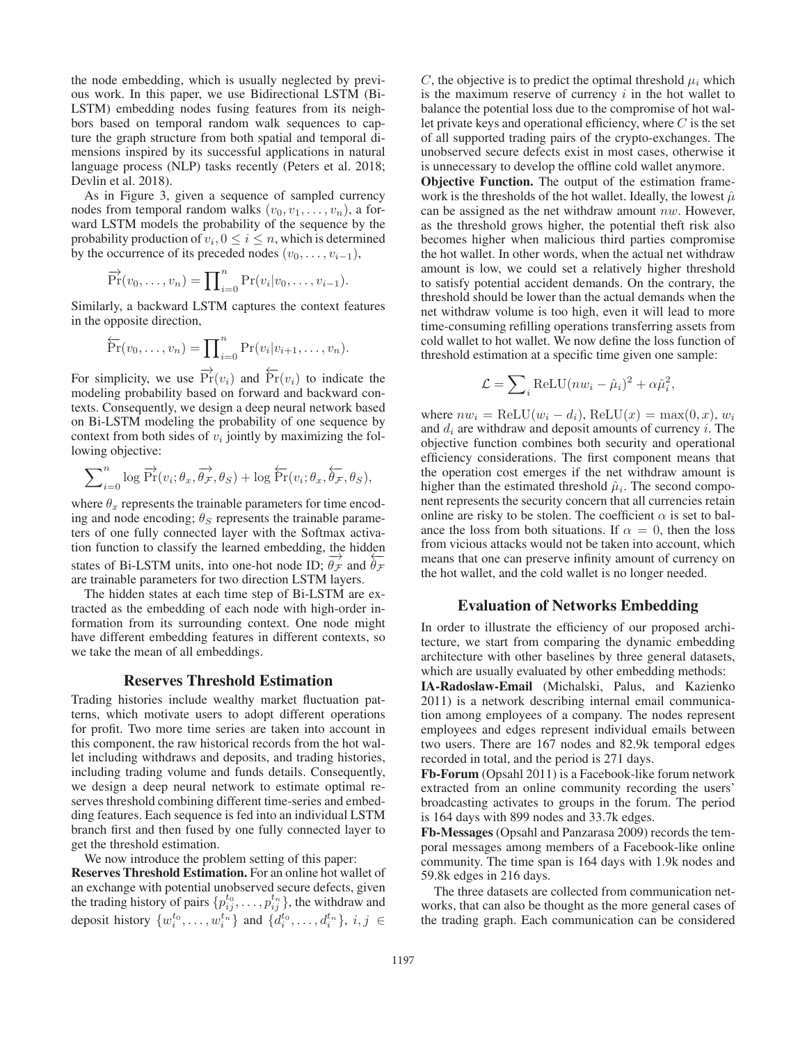the node embedding, which is usually neglected by previous work. In this paper, we use Bidirectional LSTM (Bi-LSTM) embedding nodes fusing features from its neighbors based on temporal random walk sequences to capture the graph structure from both spatial and temporal dimensions inspired by its successful applications in natural language process (NLP) tasks recently (Peters et al. 2018; Devlin et al. 2018).

As in Figure 3, given a sequence of sampled currency nodes from temporal random walks $(v_0, v_1, \dots, v_n)$, a forward LSTM models the probability of the sequence by the probability production of $v_i, 0 \leq i \leq n$, which is determined by the occurrence of its preceded nodes $(v_0, \dots, v_{i-1})$,

$$\overrightarrow{\Pr}(v_0, \dots, v_n) = \prod_{i=0}^{n} \Pr(v_i | v_0, \dots, v_{i-1}).$$

Similarly, a backward LSTM captures the context features in the opposite direction,

$$\overleftarrow{\Pr}(v_0, \dots, v_n) = \prod_{i=0}^{n} \Pr(v_i | v_{i+1}, \dots, v_n).$$

For simplicity, we use $\overrightarrow{\Pr}(v_i)$ and $\overleftarrow{\Pr}(v_i)$ to indicate the modeling probability based on forward and backward contexts. Consequently, we design a deep neural network based on Bi-LSTM modeling the probability of one sequence by context from both sides of $v_i$ jointly by maximizing the following objective:

$$\sum_{i=0}^{n} \log \overrightarrow{\Pr}(v_i; \theta_x, \overrightarrow{\theta_{\mathcal{F}}}, \theta_S) + \log \overleftarrow{\Pr}(v_i; \theta_x, \overleftarrow{\theta_{\mathcal{F}}}, \theta_S),$$

where $\theta_x$ represents the trainable parameters for time encoding and node encoding; $\theta_S$ represents the trainable parameters of one fully connected layer with the Softmax activation function to classify the learned embedding, the hidden states of Bi-LSTM units, into one-hot node ID; $\overrightarrow{\theta_{\mathcal{F}}}$ and $\overleftarrow{\theta_{\mathcal{F}}}$ are trainable parameters for two direction LSTM layers.

The hidden states at each time step of Bi-LSTM are extracted as the embedding of each node with high-order information from its surrounding context. One node might have different embedding features in different contexts, so we take the mean of all embeddings.

## Reserves Threshold Estimation

Trading histories include wealthy market fluctuation patterns, which motivate users to adopt different operations for profit. Two more time series are taken into account in this component, the raw historical records from the hot wallet including withdraws and deposits, and trading histories, including trading volume and funds details. Consequently, we design a deep neural network to estimate optimal reserves threshold combining different time-series and embedding features. Each sequence is fed into an individual LSTM branch first and then fused by one fully connected layer to get the threshold estimation.

We now introduce the problem setting of this paper:

**Reserves Threshold Estimation.** For an online hot wallet of an exchange with potential unobserved secure defects, given the trading history of pairs $\{p_{ij}^{t_0}, \dots, p_{ij}^{t_n}\}$, the withdraw and deposit history $\{w_i^{t_0}, \dots, w_i^{t_n}\}$ and $\{d_i^{t_0}, \dots, d_i^{t_n}\}$, $i, j \in C$, the objective is to predict the optimal threshold $\mu_i$ which is the maximum reserve of currency $i$ in the hot wallet to balance the potential loss due to the compromise of hot wallet private keys and operational efficiency, where $C$ is the set of all supported trading pairs of the crypto-exchanges. The unobserved secure defects exist in most cases, otherwise it is unnecessary to develop the offline cold wallet anymore.

**Objective Function.** The output of the estimation framework is the thresholds of the hot wallet. Ideally, the lowest $\hat{\mu}$ can be assigned as the net withdraw amount $nw$. However, as the threshold grows higher, the potential theft risk also becomes higher when malicious third parties compromise the hot wallet. In other words, when the actual net withdraw amount is low, we could set a relatively higher threshold to satisfy potential accident demands. On the contrary, the threshold should be lower than the actual demands when the net withdraw volume is too high, even it will lead to more time-consuming refilling operations transferring assets from cold wallet to hot wallet. We now define the loss function of threshold estimation at a specific time given one sample:

$$\mathcal{L} = \sum_i \mathrm{ReLU}(nw_i - \hat{\mu}_i)^2 + \alpha \hat{\mu}_i^2,$$

where $nw_i = \mathrm{ReLU}(w_i - d_i)$, $\mathrm{ReLU}(x) = \max(0, x)$, $w_i$ and $d_i$ are withdraw and deposit amounts of currency $i$. The objective function combines both security and operational efficiency considerations. The first component means that the operation cost emerges if the net withdraw amount is higher than the estimated threshold $\hat{\mu}_i$. The second component represents the security concern that all currencies retain online are risky to be stolen. The coefficient $\alpha$ is set to balance the loss from both situations. If $\alpha = 0$, then the loss from vicious attacks would not be taken into account, which means that one can preserve infinity amount of currency on the hot wallet, and the cold wallet is no longer needed.

## Evaluation of Networks Embedding

In order to illustrate the efficiency of our proposed architecture, we start from comparing the dynamic embedding architecture with other baselines by three general datasets, which are usually evaluated by other embedding methods:

**IA-Radoslaw-Email** (Michalski, Palus, and Kazienko 2011) is a network describing internal email communication among employees of a company. The nodes represent employees and edges represent individual emails between two users. There are 167 nodes and 82.9k temporal edges recorded in total, and the period is 271 days.

**Fb-Forum** (Opsahl 2011) is a Facebook-like forum network extracted from an online community recording the users' broadcasting activates to groups in the forum. The period is 164 days with 899 nodes and 33.7k edges.

**Fb-Messages** (Opsahl and Panzarasa 2009) records the temporal messages among members of a Facebook-like online community. The time span is 164 days with 1.9k nodes and 59.8k edges in 216 days.

The three datasets are collected from communication networks, that can also be thought as the more general cases of the trading graph. Each communication can be considered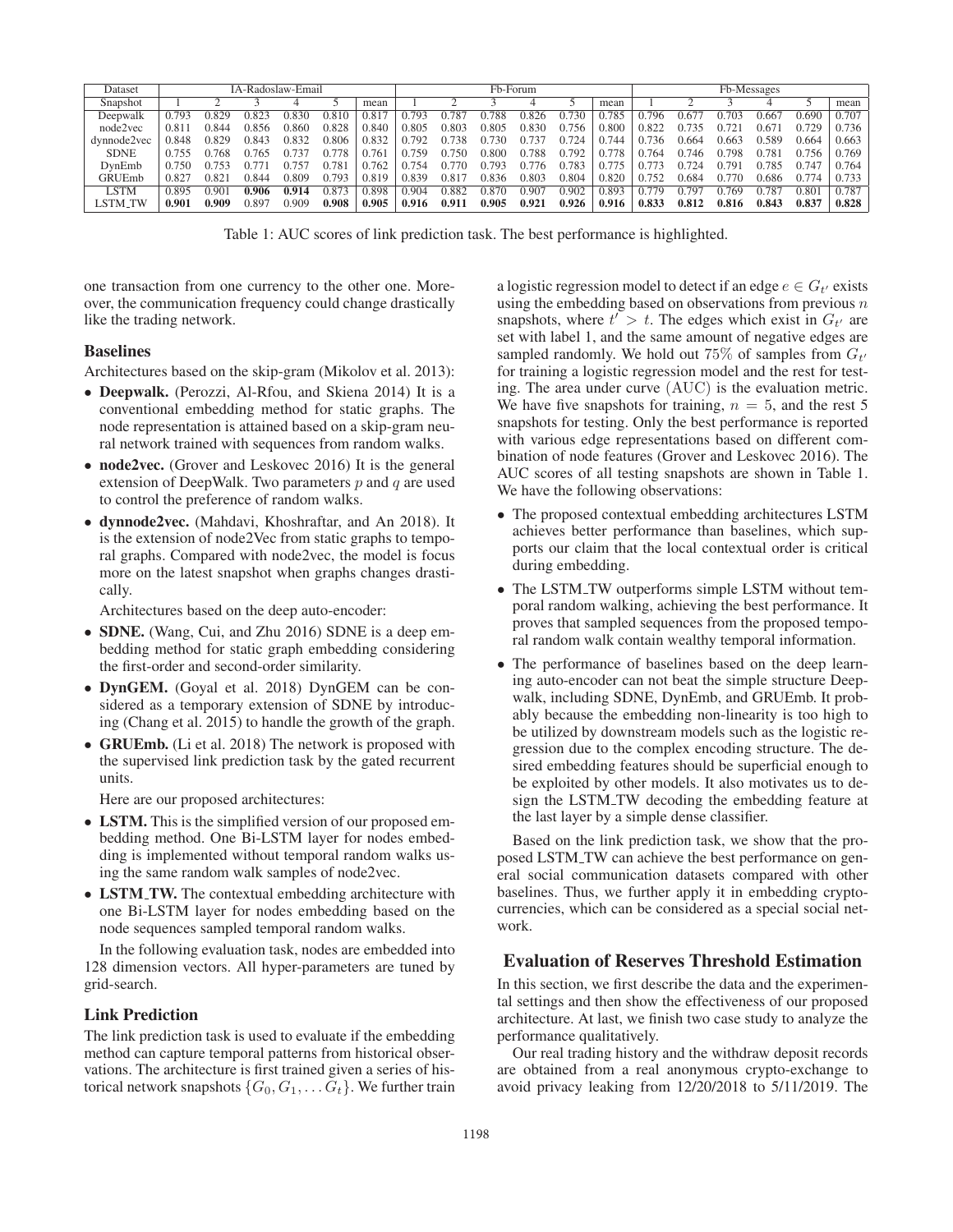| Dataset | IA-Radoslaw-Email | | | | | | Fb-Forum | | | | | | Fb-Messages | | | | | |
|---|---|---|---|---|---|---|---|---|---|---|---|---|---|---|---|---|---|---|
| Snapshot | 1 | 2 | 3 | 4 | 5 | mean | 1 | 2 | 3 | 4 | 5 | mean | 1 | 2 | 3 | 4 | 5 | mean |
| Deepwalk | 0.793 | 0.829 | 0.823 | 0.830 | 0.810 | 0.817 | 0.793 | 0.787 | 0.788 | 0.826 | 0.730 | 0.785 | 0.796 | 0.677 | 0.703 | 0.667 | 0.690 | 0.707 |
| node2vec | 0.811 | 0.844 | 0.856 | 0.860 | 0.828 | 0.840 | 0.805 | 0.803 | 0.805 | 0.830 | 0.756 | 0.800 | 0.822 | 0.735 | 0.721 | 0.671 | 0.729 | 0.736 |
| dynnode2vec | 0.848 | 0.829 | 0.843 | 0.832 | 0.806 | 0.832 | 0.792 | 0.738 | 0.730 | 0.737 | 0.724 | 0.744 | 0.736 | 0.664 | 0.663 | 0.589 | 0.664 | 0.663 |
| SDNE | 0.755 | 0.768 | 0.765 | 0.737 | 0.778 | 0.761 | 0.759 | 0.750 | 0.800 | 0.788 | 0.792 | 0.778 | 0.764 | 0.746 | 0.798 | 0.781 | 0.756 | 0.769 |
| DynEmb | 0.750 | 0.753 | 0.771 | 0.757 | 0.781 | 0.762 | 0.754 | 0.770 | 0.793 | 0.776 | 0.783 | 0.775 | 0.773 | 0.724 | 0.791 | 0.785 | 0.747 | 0.764 |
| GRUEmb | 0.827 | 0.821 | 0.844 | 0.809 | 0.793 | 0.819 | 0.839 | 0.817 | 0.836 | 0.803 | 0.804 | 0.820 | 0.752 | 0.684 | 0.770 | 0.686 | 0.774 | 0.733 |
| LSTM | 0.895 | 0.901 | **0.906** | **0.914** | 0.873 | 0.898 | 0.904 | 0.882 | 0.870 | 0.907 | 0.902 | 0.893 | 0.779 | 0.797 | 0.769 | 0.787 | 0.801 | 0.787 |
| LSTM_TW | **0.901** | **0.909** | 0.897 | 0.909 | **0.908** | **0.905** | **0.916** | **0.911** | **0.905** | **0.921** | **0.926** | **0.916** | **0.833** | **0.812** | **0.816** | **0.843** | **0.837** | **0.828** |

Table 1: AUC scores of link prediction task. The best performance is highlighted.

one transaction from one currency to the other one. Moreover, the communication frequency could change drastically like the trading network.

### Baselines

Architectures based on the skip-gram (Mikolov et al. 2013):

- **Deepwalk.** (Perozzi, Al-Rfou, and Skiena 2014) It is a conventional embedding method for static graphs. The node representation is attained based on a skip-gram neural network trained with sequences from random walks.
- **node2vec.** (Grover and Leskovec 2016) It is the general extension of DeepWalk. Two parameters $p$ and $q$ are used to control the preference of random walks.
- **dynnode2vec.** (Mahdavi, Khoshraftar, and An 2018). It is the extension of node2Vec from static graphs to temporal graphs. Compared with node2vec, the model is focus more on the latest snapshot when graphs changes drastically.

Architectures based on the deep auto-encoder:

- **SDNE.** (Wang, Cui, and Zhu 2016) SDNE is a deep embedding method for static graph embedding considering the first-order and second-order similarity.
- **DynGEM.** (Goyal et al. 2018) DynGEM can be considered as a temporary extension of SDNE by introducing (Chang et al. 2015) to handle the growth of the graph.
- **GRUEmb.** (Li et al. 2018) The network is proposed with the supervised link prediction task by the gated recurrent units.

Here are our proposed architectures:

- **LSTM.** This is the simplified version of our proposed embedding method. One Bi-LSTM layer for nodes embedding is implemented without temporal random walks using the same random walk samples of node2vec.
- **LSTM_TW.** The contextual embedding architecture with one Bi-LSTM layer for nodes embedding based on the node sequences sampled temporal random walks.

In the following evaluation task, nodes are embedded into 128 dimension vectors. All hyper-parameters are tuned by grid-search.

### Link Prediction

The link prediction task is used to evaluate if the embedding method can capture temporal patterns from historical observations. The architecture is first trained given a series of historical network snapshots $\{G_0, G_1, \ldots G_t\}$. We further train a logistic regression model to detect if an edge $e \in G_{t'}$ exists using the embedding based on observations from previous $n$ snapshots, where $t' > t$. The edges which exist in $G_{t'}$ are set with label 1, and the same amount of negative edges are sampled randomly. We hold out 75% of samples from $G_{t'}$ for training a logistic regression model and the rest for testing. The area under curve $(\text{AUC})$ is the evaluation metric. We have five snapshots for training, $n = 5$, and the rest 5 snapshots for testing. Only the best performance is reported with various edge representations based on different combination of node features (Grover and Leskovec 2016). The AUC scores of all testing snapshots are shown in Table 1. We have the following observations:

- The proposed contextual embedding architectures LSTM achieves better performance than baselines, which supports our claim that the local contextual order is critical during embedding.
- The LSTM_TW outperforms simple LSTM without temporal random walking, achieving the best performance. It proves that sampled sequences from the proposed temporal random walk contain wealthy temporal information.
- The performance of baselines based on the deep learning auto-encoder can not beat the simple structure Deepwalk, including SDNE, DynEmb, and GRUEmb. It probably because the embedding non-linearity is too high to be utilized by downstream models such as the logistic regression due to the complex encoding structure. The desired embedding features should be superficial enough to be exploited by other models. It also motivates us to design the LSTM_TW decoding the embedding feature at the last layer by a simple dense classifier.

Based on the link prediction task, we show that the proposed LSTM_TW can achieve the best performance on general social communication datasets compared with other baselines. Thus, we further apply it in embedding cryptocurrencies, which can be considered as a special social network.

## Evaluation of Reserves Threshold Estimation

In this section, we first describe the data and the experimental settings and then show the effectiveness of our proposed architecture. At last, we finish two case study to analyze the performance qualitatively.

Our real trading history and the withdraw deposit records are obtained from a real anonymous crypto-exchange to avoid privacy leaking from 12/20/2018 to 5/11/2019. The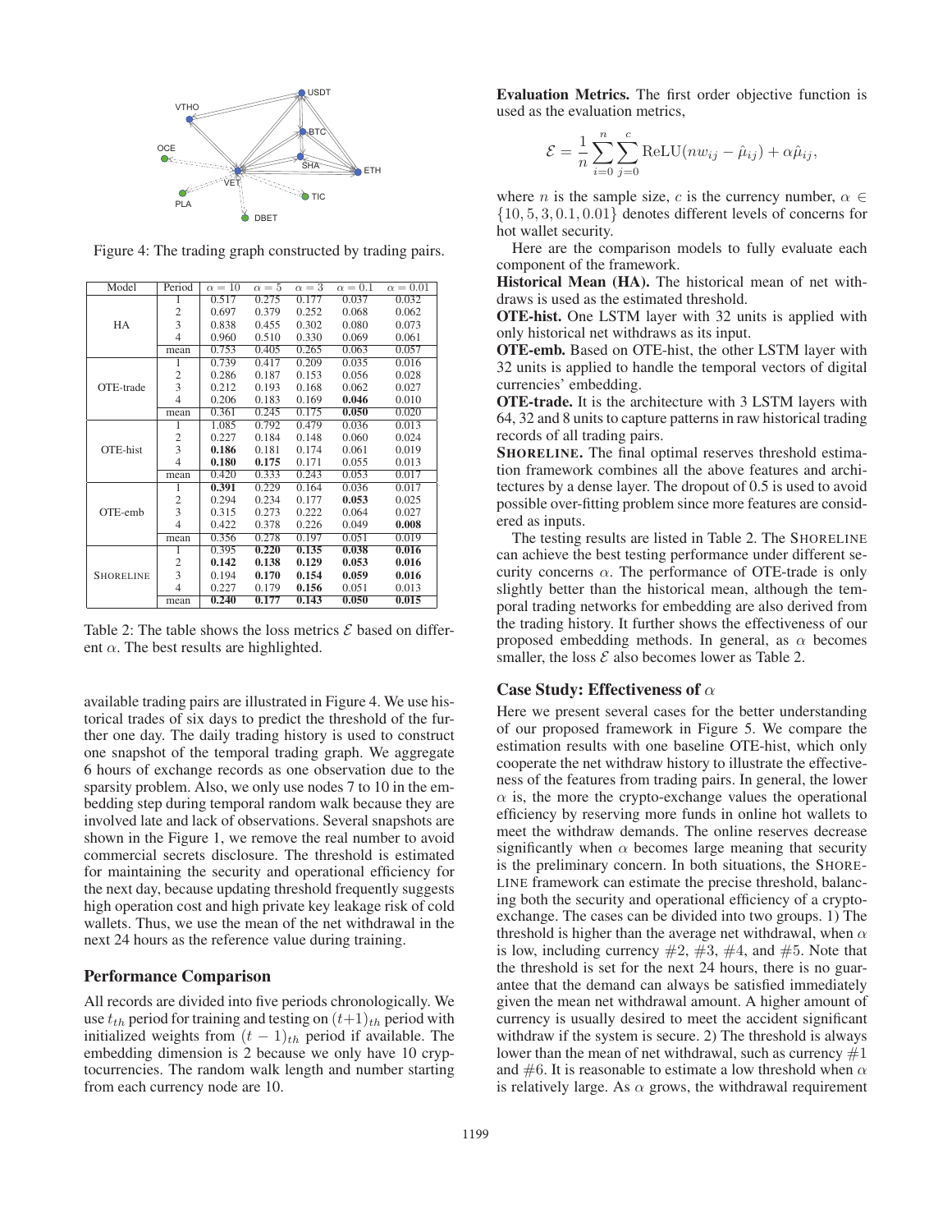Figure 4: The trading graph constructed by trading pairs.

| Model | Period | $\alpha = 10$ | $\alpha = 5$ | $\alpha = 3$ | $\alpha = 0.1$ | $\alpha = 0.01$ |
|---|---|---|---|---|---|---|
| HA | 1 | 0.517 | 0.275 | 0.177 | 0.037 | 0.032 |
| | 2 | 0.697 | 0.379 | 0.252 | 0.068 | 0.062 |
| | 3 | 0.838 | 0.455 | 0.302 | 0.080 | 0.073 |
| | 4 | 0.960 | 0.510 | 0.330 | 0.069 | 0.061 |
| | mean | 0.753 | 0.405 | 0.265 | 0.063 | 0.057 |
| OTE-trade | 1 | 0.739 | 0.417 | 0.209 | 0.035 | 0.016 |
| | 2 | 0.286 | 0.187 | 0.153 | 0.056 | 0.028 |
| | 3 | 0.212 | 0.193 | 0.168 | 0.062 | 0.027 |
| | 4 | 0.206 | 0.183 | 0.169 | **0.046** | 0.010 |
| | mean | 0.361 | 0.245 | 0.175 | **0.050** | 0.020 |
| OTE-hist | 1 | 1.085 | 0.792 | 0.479 | 0.036 | 0.013 |
| | 2 | 0.227 | 0.184 | 0.148 | 0.060 | 0.024 |
| | 3 | **0.186** | 0.181 | 0.174 | 0.061 | 0.019 |
| | 4 | **0.180** | **0.175** | 0.171 | 0.055 | 0.013 |
| | mean | 0.420 | 0.333 | 0.243 | 0.053 | 0.017 |
| OTE-emb | 1 | **0.391** | 0.229 | 0.164 | 0.036 | 0.017 |
| | 2 | 0.294 | 0.234 | 0.177 | **0.053** | 0.025 |
| | 3 | 0.315 | 0.273 | 0.222 | 0.064 | 0.027 |
| | 4 | 0.422 | 0.378 | 0.226 | 0.049 | **0.008** |
| | mean | 0.356 | 0.278 | 0.197 | 0.051 | 0.019 |
| SHORELINE | 1 | 0.395 | **0.220** | **0.135** | **0.038** | **0.016** |
| | 2 | **0.142** | **0.138** | **0.129** | **0.053** | **0.016** |
| | 3 | 0.194 | **0.170** | **0.154** | **0.059** | **0.016** |
| | 4 | 0.227 | 0.179 | **0.156** | 0.051 | 0.013 |
| | mean | **0.240** | **0.177** | **0.143** | **0.050** | **0.015** |

Table 2: The table shows the loss metrics $\mathcal{E}$ based on different $\alpha$. The best results are highlighted.

available trading pairs are illustrated in Figure 4. We use historical trades of six days to predict the threshold of the further one day. The daily trading history is used to construct one snapshot of the temporal trading graph. We aggregate 6 hours of exchange records as one observation due to the sparsity problem. Also, we only use nodes 7 to 10 in the embedding step during temporal random walk because they are involved late and lack of observations. Several snapshots are shown in the Figure 1, we remove the real number to avoid commercial secrets disclosure. The threshold is estimated for maintaining the security and operational efficiency for the next day, because updating threshold frequently suggests high operation cost and high private key leakage risk of cold wallets. Thus, we use the mean of the net withdrawal in the next 24 hours as the reference value during training.

## Performance Comparison

All records are divided into five periods chronologically. We use $t_{th}$ period for training and testing on $(t+1)_{th}$ period with initialized weights from $(t-1)_{th}$ period if available. The embedding dimension is 2 because we only have 10 cryptocurrencies. The random walk length and number starting from each currency node are 10.

**Evaluation Metrics.** The first order objective function is used as the evaluation metrics,

$$\mathcal{E} = \frac{1}{n}\sum_{i=0}^{n}\sum_{j=0}^{c}\text{ReLU}(nw_{ij} - \hat{\mu}_{ij}) + \alpha\hat{\mu}_{ij},$$

where $n$ is the sample size, $c$ is the currency number, $\alpha \in \{10, 5, 3, 0.1, 0.01\}$ denotes different levels of concerns for hot wallet security.

Here are the comparison models to fully evaluate each component of the framework.

**Historical Mean (HA).** The historical mean of net withdraws is used as the estimated threshold.

**OTE-hist.** One LSTM layer with 32 units is applied with only historical net withdraws as its input.

**OTE-emb.** Based on OTE-hist, the other LSTM layer with 32 units is applied to handle the temporal vectors of digital currencies' embedding.

**OTE-trade.** It is the architecture with 3 LSTM layers with 64, 32 and 8 units to capture patterns in raw historical trading records of all trading pairs.

**SHORELINE.** The final optimal reserves threshold estimation framework combines all the above features and architectures by a dense layer. The dropout of 0.5 is used to avoid possible over-fitting problem since more features are considered as inputs.

The testing results are listed in Table 2. The SHORELINE can achieve the best testing performance under different security concerns $\alpha$. The performance of OTE-trade is only slightly better than the historical mean, although the temporal trading networks for embedding are also derived from the trading history. It further shows the effectiveness of our proposed embedding methods. In general, as $\alpha$ becomes smaller, the loss $\mathcal{E}$ also becomes lower as Table 2.

## Case Study: Effectiveness of $\alpha$

Here we present several cases for the better understanding of our proposed framework in Figure 5. We compare the estimation results with one baseline OTE-hist, which only cooperate the net withdraw history to illustrate the effectiveness of the features from trading pairs. In general, the lower $\alpha$ is, the more the crypto-exchange values the operational efficiency by reserving more funds in online hot wallets to meet the withdraw demands. The online reserves decrease significantly when $\alpha$ becomes large meaning that security is the preliminary concern. In both situations, the SHORELINE framework can estimate the precise threshold, balancing both the security and operational efficiency of a crypto-exchange. The cases can be divided into two groups. 1) The threshold is higher than the average net withdrawal, when $\alpha$ is low, including currency #2, #3, #4, and #5. Note that the threshold is set for the next 24 hours, there is no guarantee that the demand can always be satisfied immediately given the mean net withdrawal amount. A higher amount of currency is usually desired to meet the accident significant withdraw if the system is secure. 2) The threshold is always lower than the mean of net withdrawal, such as currency #1 and #6. It is reasonable to estimate a low threshold when $\alpha$ is relatively large. As $\alpha$ grows, the withdrawal requirement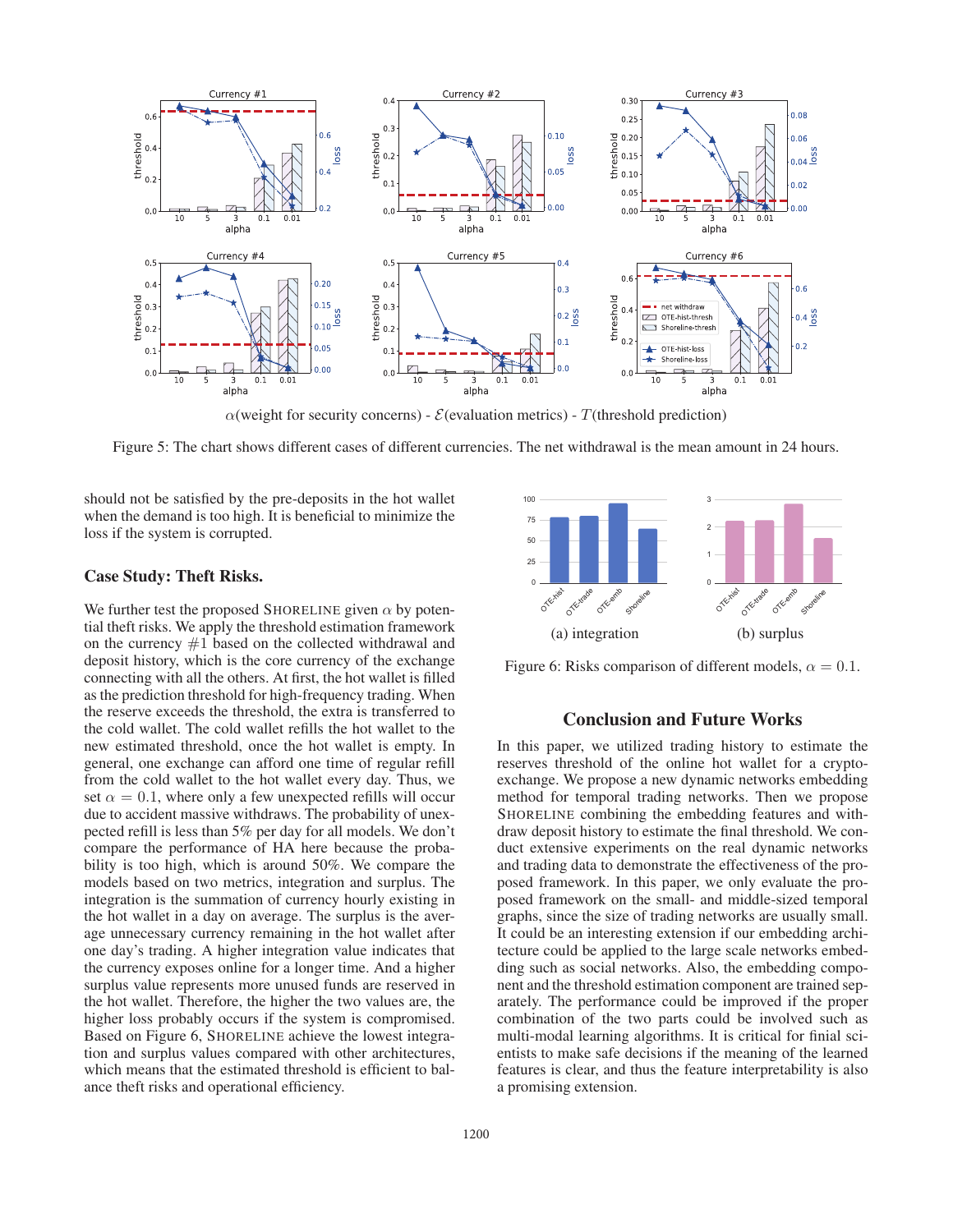$\alpha$(weight for security concerns) - $\mathcal{E}$(evaluation metrics) - $T$(threshold prediction)

Figure 5: The chart shows different cases of different currencies. The net withdrawal is the mean amount in 24 hours.

should not be satisfied by the pre-deposits in the hot wallet when the demand is too high. It is beneficial to minimize the loss if the system is corrupted.

### Case Study: Theft Risks.

We further test the proposed SHORELINE given $\alpha$ by potential theft risks. We apply the threshold estimation framework on the currency $\#1$ based on the collected withdrawal and deposit history, which is the core currency of the exchange connecting with all the others. At first, the hot wallet is filled as the prediction threshold for high-frequency trading. When the reserve exceeds the threshold, the extra is transferred to the cold wallet. The cold wallet refills the hot wallet to the new estimated threshold, once the hot wallet is empty. In general, one exchange can afford one time of regular refill from the cold wallet to the hot wallet every day. Thus, we set $\alpha = 0.1$, where only a few unexpected refills will occur due to accident massive withdraws. The probability of unexpected refill is less than 5% per day for all models. We don't compare the performance of HA here because the probability is too high, which is around 50%. We compare the models based on two metrics, integration and surplus. The integration is the summation of currency hourly existing in the hot wallet in a day on average. The surplus is the average unnecessary currency remaining in the hot wallet after one day's trading. A higher integration value indicates that the currency exposes online for a longer time. And a higher surplus value represents more unused funds are reserved in the hot wallet. Therefore, the higher the two values are, the higher loss probably occurs if the system is compromised. Based on Figure 6, SHORELINE achieve the lowest integration and surplus values compared with other architectures, which means that the estimated threshold is efficient to balance theft risks and operational efficiency.

(a) integration (b) surplus

Figure 6: Risks comparison of different models, $\alpha = 0.1$.

## Conclusion and Future Works

In this paper, we utilized trading history to estimate the reserves threshold of the online hot wallet for a crypto-exchange. We propose a new dynamic networks embedding method for temporal trading networks. Then we propose SHORELINE combining the embedding features and withdraw deposit history to estimate the final threshold. We conduct extensive experiments on the real dynamic networks and trading data to demonstrate the effectiveness of the proposed framework. In this paper, we only evaluate the proposed framework on the small- and middle-sized temporal graphs, since the size of trading networks are usually small. It could be an interesting extension if our embedding architecture could be applied to the large scale networks embedding such as social networks. Also, the embedding component and the threshold estimation component are trained separately. The performance could be improved if the proper combination of the two parts could be involved such as multi-modal learning algorithms. It is critical for finial scientists to make safe decisions if the meaning of the learned features is clear, and thus the feature interpretability is also a promising extension.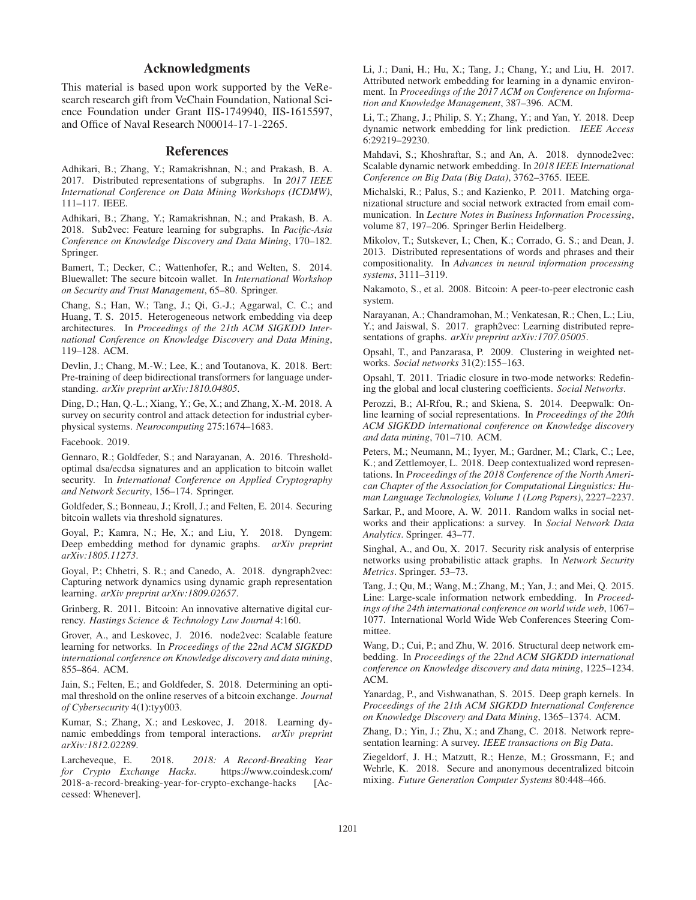## Acknowledgments

This material is based upon work supported by the VeResearch research gift from VeChain Foundation, National Science Foundation under Grant IIS-1749940, IIS-1615597, and Office of Naval Research N00014-17-1-2265.

## References

Adhikari, B.; Zhang, Y.; Ramakrishnan, N.; and Prakash, B. A. 2017. Distributed representations of subgraphs. In *2017 IEEE International Conference on Data Mining Workshops (ICDMW)*, 111–117. IEEE.

Adhikari, B.; Zhang, Y.; Ramakrishnan, N.; and Prakash, B. A. 2018. Sub2vec: Feature learning for subgraphs. In *Pacific-Asia Conference on Knowledge Discovery and Data Mining*, 170–182. Springer.

Bamert, T.; Decker, C.; Wattenhofer, R.; and Welten, S. 2014. Bluewallet: The secure bitcoin wallet. In *International Workshop on Security and Trust Management*, 65–80. Springer.

Chang, S.; Han, W.; Tang, J.; Qi, G.-J.; Aggarwal, C. C.; and Huang, T. S. 2015. Heterogeneous network embedding via deep architectures. In *Proceedings of the 21th ACM SIGKDD International Conference on Knowledge Discovery and Data Mining*, 119–128. ACM.

Devlin, J.; Chang, M.-W.; Lee, K.; and Toutanova, K. 2018. Bert: Pre-training of deep bidirectional transformers for language understanding. *arXiv preprint arXiv:1810.04805*.

Ding, D.; Han, Q.-L.; Xiang, Y.; Ge, X.; and Zhang, X.-M. 2018. A survey on security control and attack detection for industrial cyber-physical systems. *Neurocomputing* 275:1674–1683.

Facebook. 2019.

Gennaro, R.; Goldfeder, S.; and Narayanan, A. 2016. Threshold-optimal dsa/ecdsa signatures and an application to bitcoin wallet security. In *International Conference on Applied Cryptography and Network Security*, 156–174. Springer.

Goldfeder, S.; Bonneau, J.; Kroll, J.; and Felten, E. 2014. Securing bitcoin wallets via threshold signatures.

Goyal, P.; Kamra, N.; He, X.; and Liu, Y. 2018. Dyngem: Deep embedding method for dynamic graphs. *arXiv preprint arXiv:1805.11273*.

Goyal, P.; Chhetri, S. R.; and Canedo, A. 2018. dyngraph2vec: Capturing network dynamics using dynamic graph representation learning. *arXiv preprint arXiv:1809.02657*.

Grinberg, R. 2011. Bitcoin: An innovative alternative digital currency. *Hastings Science & Technology Law Journal* 4:160.

Grover, A., and Leskovec, J. 2016. node2vec: Scalable feature learning for networks. In *Proceedings of the 22nd ACM SIGKDD international conference on Knowledge discovery and data mining*, 855–864. ACM.

Jain, S.; Felten, E.; and Goldfeder, S. 2018. Determining an optimal threshold on the online reserves of a bitcoin exchange. *Journal of Cybersecurity* 4(1):tyy003.

Kumar, S.; Zhang, X.; and Leskovec, J. 2018. Learning dynamic embeddings from temporal interactions. *arXiv preprint arXiv:1812.02289*.

Larcheveque, E. 2018. *2018: A Record-Breaking Year for Crypto Exchange Hacks*. https://www.coindesk.com/2018-a-record-breaking-year-for-crypto-exchange-hacks [Accessed: Whenever].

Li, J.; Dani, H.; Hu, X.; Tang, J.; Chang, Y.; and Liu, H. 2017. Attributed network embedding for learning in a dynamic environment. In *Proceedings of the 2017 ACM on Conference on Information and Knowledge Management*, 387–396. ACM.

Li, T.; Zhang, J.; Philip, S. Y.; Zhang, Y.; and Yan, Y. 2018. Deep dynamic network embedding for link prediction. *IEEE Access* 6:29219–29230.

Mahdavi, S.; Khoshraftar, S.; and An, A. 2018. dynnode2vec: Scalable dynamic network embedding. In *2018 IEEE International Conference on Big Data (Big Data)*, 3762–3765. IEEE.

Michalski, R.; Palus, S.; and Kazienko, P. 2011. Matching organizational structure and social network extracted from email communication. In *Lecture Notes in Business Information Processing*, volume 87, 197–206. Springer Berlin Heidelberg.

Mikolov, T.; Sutskever, I.; Chen, K.; Corrado, G. S.; and Dean, J. 2013. Distributed representations of words and phrases and their compositionality. In *Advances in neural information processing systems*, 3111–3119.

Nakamoto, S., et al. 2008. Bitcoin: A peer-to-peer electronic cash system.

Narayanan, A.; Chandramohan, M.; Venkatesan, R.; Chen, L.; Liu, Y.; and Jaiswal, S. 2017. graph2vec: Learning distributed representations of graphs. *arXiv preprint arXiv:1707.05005*.

Opsahl, T., and Panzarasa, P. 2009. Clustering in weighted networks. *Social networks* 31(2):155–163.

Opsahl, T. 2011. Triadic closure in two-mode networks: Redefining the global and local clustering coefficients. *Social Networks*.

Perozzi, B.; Al-Rfou, R.; and Skiena, S. 2014. Deepwalk: Online learning of social representations. In *Proceedings of the 20th ACM SIGKDD international conference on Knowledge discovery and data mining*, 701–710. ACM.

Peters, M.; Neumann, M.; Iyyer, M.; Gardner, M.; Clark, C.; Lee, K.; and Zettlemoyer, L. 2018. Deep contextualized word representations. In *Proceedings of the 2018 Conference of the North American Chapter of the Association for Computational Linguistics: Human Language Technologies, Volume 1 (Long Papers)*, 2227–2237.

Sarkar, P., and Moore, A. W. 2011. Random walks in social networks and their applications: a survey. In *Social Network Data Analytics*. Springer. 43–77.

Singhal, A., and Ou, X. 2017. Security risk analysis of enterprise networks using probabilistic attack graphs. In *Network Security Metrics*. Springer. 53–73.

Tang, J.; Qu, M.; Wang, M.; Zhang, M.; Yan, J.; and Mei, Q. 2015. Line: Large-scale information network embedding. In *Proceedings of the 24th international conference on world wide web*, 1067–1077. International World Wide Web Conferences Steering Committee.

Wang, D.; Cui, P.; and Zhu, W. 2016. Structural deep network embedding. In *Proceedings of the 22nd ACM SIGKDD international conference on Knowledge discovery and data mining*, 1225–1234. ACM.

Yanardag, P., and Vishwanathan, S. 2015. Deep graph kernels. In *Proceedings of the 21th ACM SIGKDD International Conference on Knowledge Discovery and Data Mining*, 1365–1374. ACM.

Zhang, D.; Yin, J.; Zhu, X.; and Zhang, C. 2018. Network representation learning: A survey. *IEEE transactions on Big Data*.

Ziegeldorf, J. H.; Matzutt, R.; Henze, M.; Grossmann, F.; and Wehrle, K. 2018. Secure and anonymous decentralized bitcoin mixing. *Future Generation Computer Systems* 80:448–466.